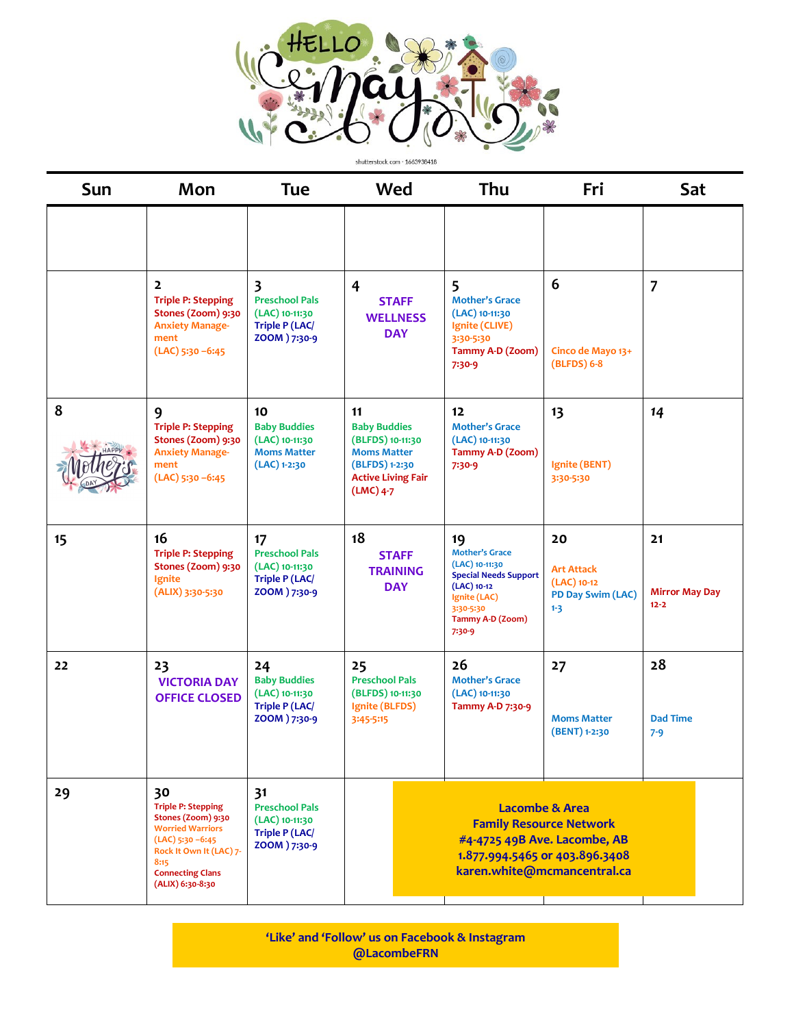# HELLO May

shutterstock.com · 1663938418

| Sun | Mon | Tue | Wed | Thu | Fri | Sat |
|---|---|---|---|---|---|---|
| | | | | | | |
| | **2** Triple P: Stepping Stones (Zoom) 9:30 Anxiety Management (LAC) 5:30 –6:45 | **3** Preschool Pals (LAC) 10-11:30 Triple P (LAC/ ZOOM ) 7:30-9 | **4** **STAFF WELLNESS DAY** | **5** Mother's Grace (LAC) 10-11:30 Ignite (CLIVE) 3:30-5:30 Tammy A-D (Zoom) 7:30-9 | **6** Cinco de Mayo 13+ (BLFDS) 6-8 | **7** |
| **8** Happy Mother's Day | **9** Triple P: Stepping Stones (Zoom) 9:30 Anxiety Management (LAC) 5:30 –6:45 | **10** Baby Buddies (LAC) 10-11:30 Moms Matter (LAC) 1-2:30 | **11** Baby Buddies (BLFDS) 10-11:30 Moms Matter (BLFDS) 1-2:30 Active Living Fair (LMC) 4-7 | **12** Mother's Grace (LAC) 10-11:30 Tammy A-D (Zoom) 7:30-9 | **13** Ignite (BENT) 3:30-5:30 | **14** |
| **15** | **16** Triple P: Stepping Stones (Zoom) 9:30 Ignite (ALIX) 3:30-5:30 | **17** Preschool Pals (LAC) 10-11:30 Triple P (LAC/ ZOOM ) 7:30-9 | **18** **STAFF TRAINING DAY** | **19** Mother's Grace (LAC) 10-11:30 Special Needs Support (LAC) 10-12 Ignite (LAC) 3:30-5:30 Tammy A-D (Zoom) 7:30-9 | **20** Art Attack (LAC) 10-12 PD Day Swim (LAC) 1-3 | **21** Mirror May Day 12-2 |
| **22** | **23** **VICTORIA DAY OFFICE CLOSED** | **24** Baby Buddies (LAC) 10-11:30 Triple P (LAC/ ZOOM ) 7:30-9 | **25** Preschool Pals (BLFDS) 10-11:30 Ignite (BLFDS) 3:45-5:15 | **26** Mother's Grace (LAC) 10-11:30 Tammy A-D 7:30-9 | **27** Moms Matter (BENT) 1-2:30 | **28** Dad Time 7-9 |
| **29** | **30** Triple P: Stepping Stones (Zoom) 9:30 Worried Warriors (LAC) 5:30 –6:45 Rock It Own It (LAC) 7-8:15 Connecting Clans (ALIX) 6:30-8:30 | **31** Preschool Pals (LAC) 10-11:30 Triple P (LAC/ ZOOM ) 7:30-9 | | | | |

**Lacombe & Area Family Resource Network**
**#4-4725 49B Ave. Lacombe, AB**
**1.877.994.5465 or 403.896.3408**
**karen.white@mcmancentral.ca**

**'Like' and 'Follow' us on Facebook & Instagram @LacombeFRN**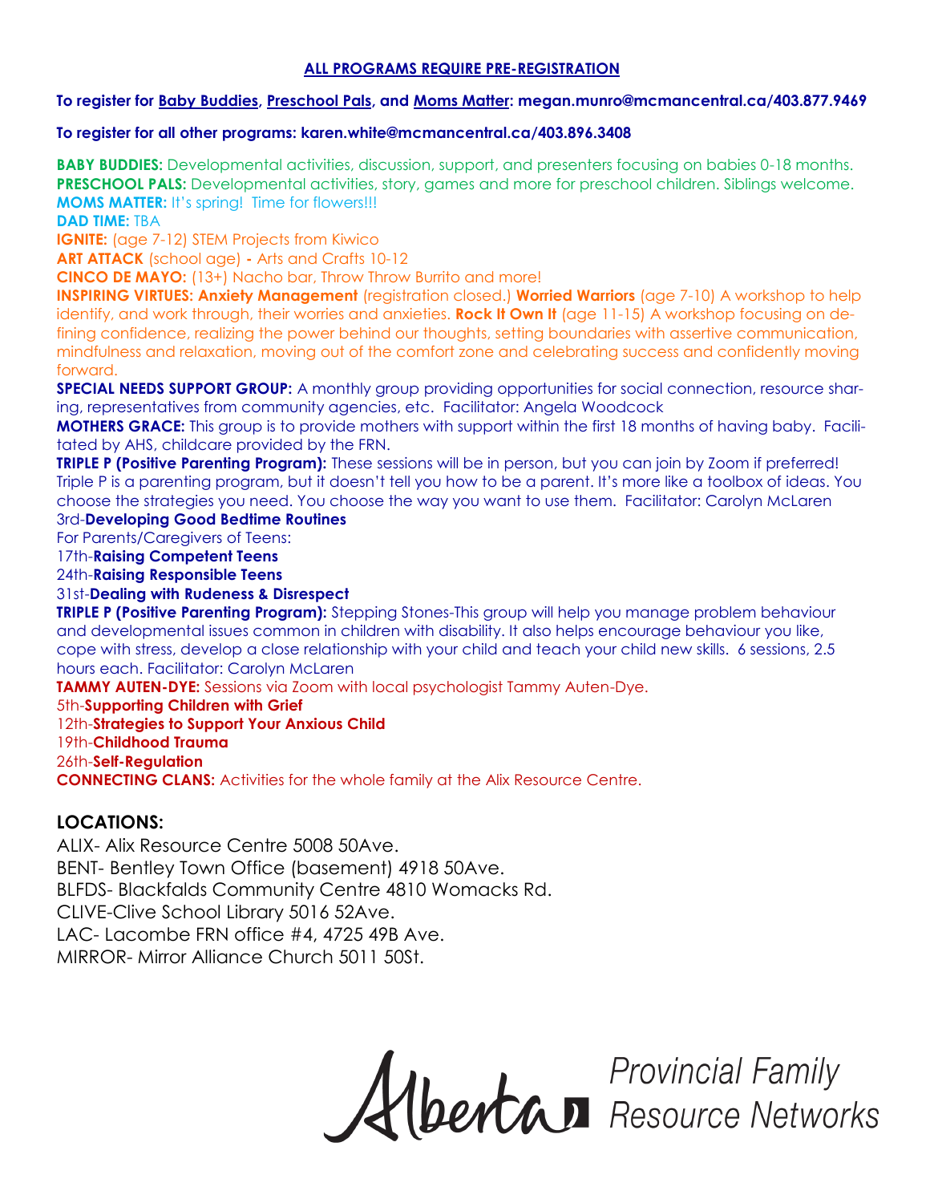**ALL PROGRAMS REQUIRE PRE-REGISTRATION**

**To register for Baby Buddies, Preschool Pals, and Moms Matter: megan.munro@mcmancentral.ca/403.877.9469**

**To register for all other programs: karen.white@mcmancentral.ca/403.896.3408**

**BABY BUDDIES:** Developmental activities, discussion, support, and presenters focusing on babies 0-18 months.
**PRESCHOOL PALS:** Developmental activities, story, games and more for preschool children. Siblings welcome.
**MOMS MATTER:** It's spring! Time for flowers!!!
**DAD TIME:** TBA
**IGNITE:** (age 7-12) STEM Projects from Kiwico
**ART ATTACK** (school age) **-** Arts and Crafts 10-12
**CINCO DE MAYO:** (13+) Nacho bar, Throw Throw Burrito and more!
**INSPIRING VIRTUES: Anxiety Management** (registration closed.) **Worried Warriors** (age 7-10) A workshop to help identify, and work through, their worries and anxieties. **Rock It Own It** (age 11-15) A workshop focusing on defining confidence, realizing the power behind our thoughts, setting boundaries with assertive communication, mindfulness and relaxation, moving out of the comfort zone and celebrating success and confidently moving forward.
**SPECIAL NEEDS SUPPORT GROUP:** A monthly group providing opportunities for social connection, resource sharing, representatives from community agencies, etc. Facilitator: Angela Woodcock
**MOTHERS GRACE:** This group is to provide mothers with support within the first 18 months of having baby. Facilitated by AHS, childcare provided by the FRN.
**TRIPLE P (Positive Parenting Program):** These sessions will be in person, but you can join by Zoom if preferred! Triple P is a parenting program, but it doesn't tell you how to be a parent. It's more like a toolbox of ideas. You choose the strategies you need. You choose the way you want to use them. Facilitator: Carolyn McLaren
3rd-**Developing Good Bedtime Routines**
For Parents/Caregivers of Teens:
17th-**Raising Competent Teens**
24th-**Raising Responsible Teens**
31st-**Dealing with Rudeness & Disrespect**
**TRIPLE P (Positive Parenting Program):** Stepping Stones-This group will help you manage problem behaviour and developmental issues common in children with disability. It also helps encourage behaviour you like, cope with stress, develop a close relationship with your child and teach your child new skills. 6 sessions, 2.5 hours each. Facilitator: Carolyn McLaren
**TAMMY AUTEN-DYE:** Sessions via Zoom with local psychologist Tammy Auten-Dye.
5th-**Supporting Children with Grief**
12th-**Strategies to Support Your Anxious Child**
19th-**Childhood Trauma**
26th-**Self-Regulation**
**CONNECTING CLANS:** Activities for the whole family at the Alix Resource Centre.

## LOCATIONS:

ALIX- Alix Resource Centre 5008 50Ave.
BENT- Bentley Town Office (basement) 4918 50Ave.
BLFDS- Blackfalds Community Centre 4810 Womacks Rd.
CLIVE-Clive School Library 5016 52Ave.
LAC- Lacombe FRN office #4, 4725 49B Ave.
MIRROR- Mirror Alliance Church 5011 50St.

Alberta Provincial Family Resource Networks